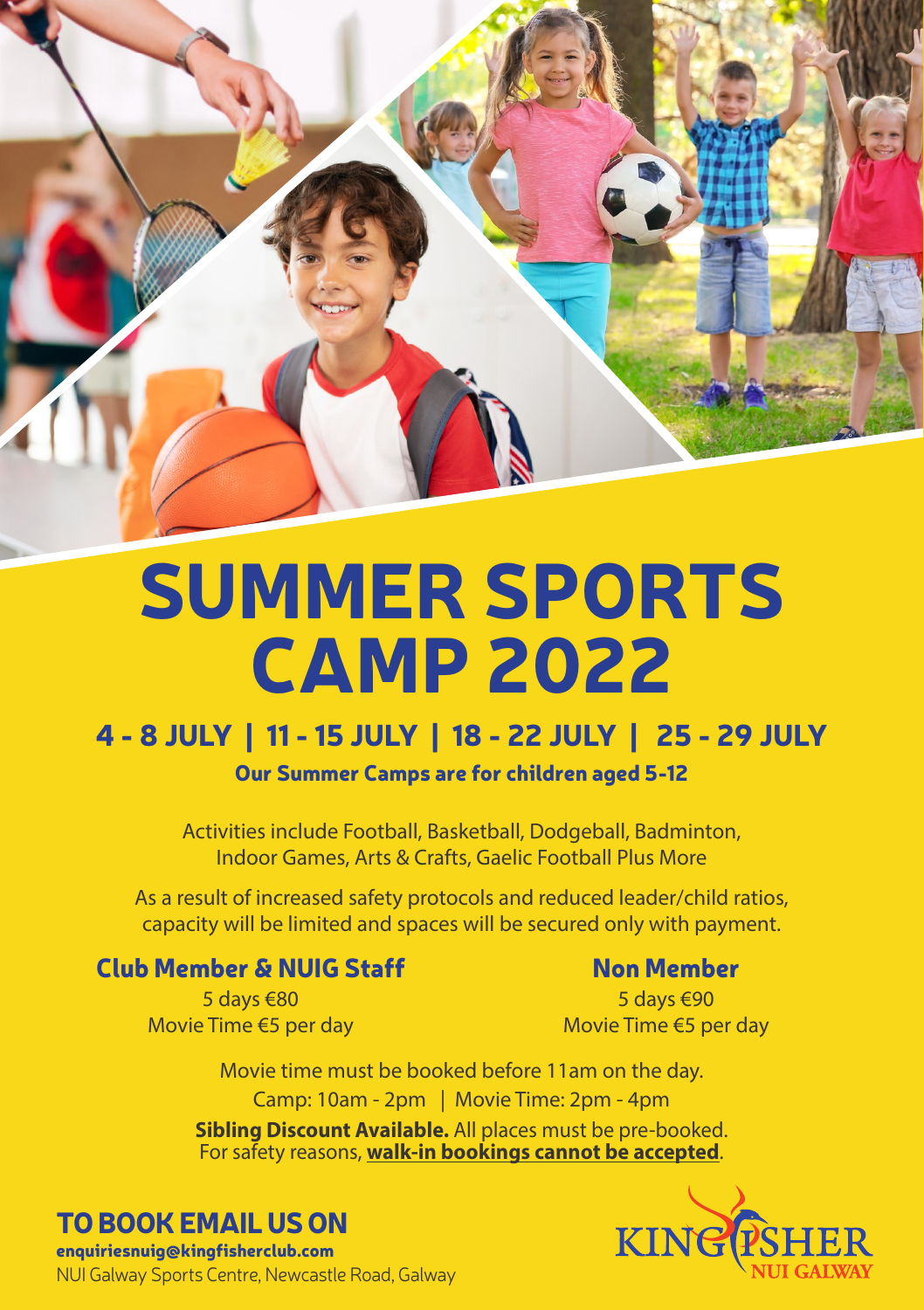# SUMMER SPORTS CAMP 2022

## 4 - 8 JULY | 11 - 15 JULY | 18 - 22 JULY | 25 - 29 JULY

**Our Summer Camps are for children aged 5-12**

Activities include Football, Basketball, Dodgeball, Badminton, Indoor Games, Arts & Crafts, Gaelic Football Plus More

As a result of increased safety protocols and reduced leader/child ratios, capacity will be limited and spaces will be secured only with payment.

### Club Member & NUIG Staff

5 days €80
Movie Time €5 per day

### Non Member

5 days €90
Movie Time €5 per day

Movie time must be booked before 11am on the day.

Camp: 10am - 2pm | Movie Time: 2pm - 4pm

**Sibling Discount Available.** All places must be pre-booked.
For safety reasons, **walk-in bookings cannot be accepted**.

## TO BOOK EMAIL US ON

**enquiriesnuig@kingfisherclub.com**
NUI Galway Sports Centre, Newcastle Road, Galway

KINGFISHER NUI GALWAY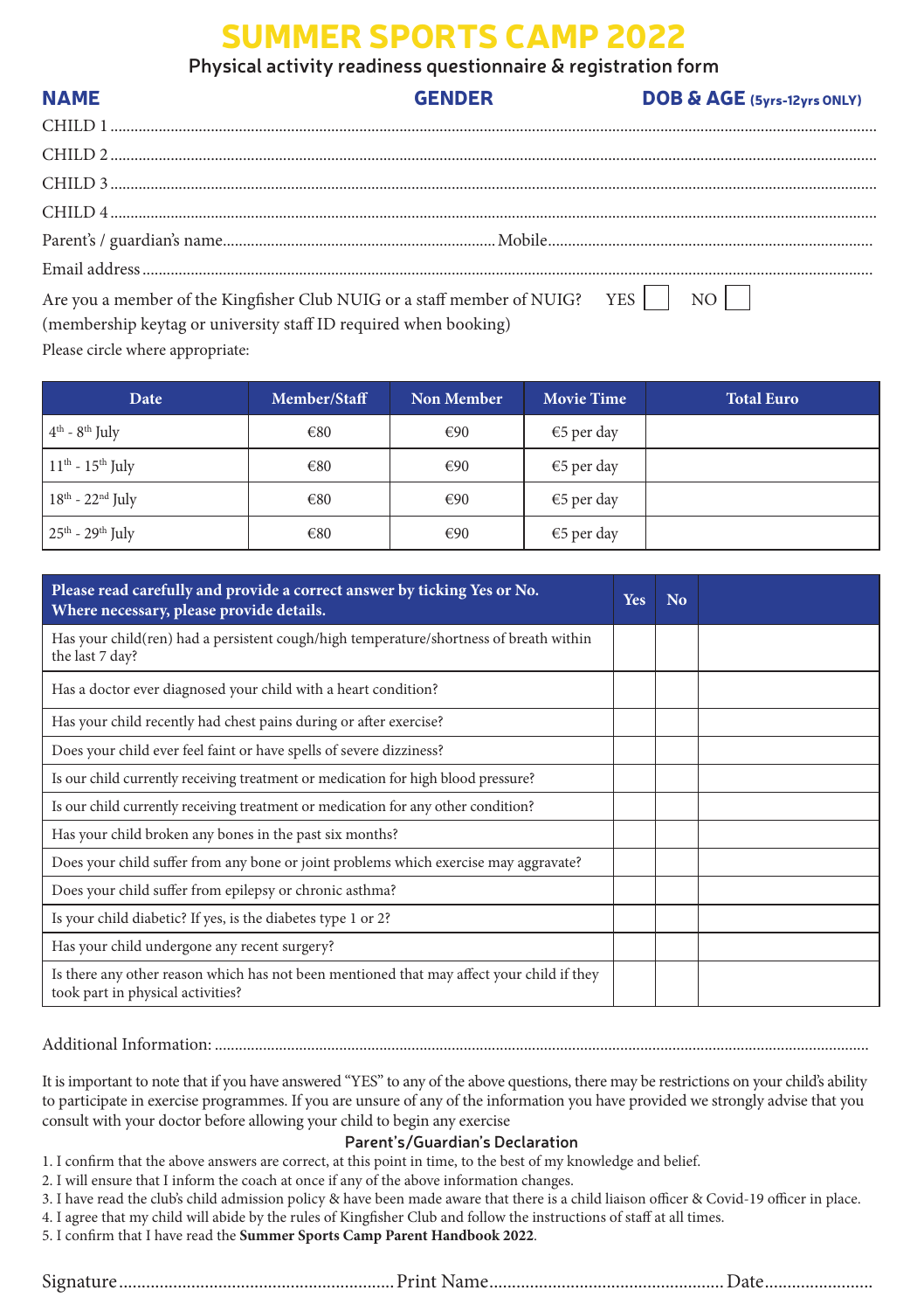# SUMMER SPORTS CAMP 2022

Physical activity readiness questionnaire & registration form

**NAME** **GENDER** **DOB & AGE** (5yrs-12yrs ONLY)

CHILD 1 ..........................................................................................

CHILD 2 ..........................................................................................

CHILD 3 ..........................................................................................

CHILD 4 ..........................................................................................

Parent's / guardian's name.................................................. Mobile..................................................

Email address ..........................................................................................

Are you a member of the Kingfisher Club NUIG or a staff member of NUIG? YES ☐ NO ☐

(membership keytag or university staff ID required when booking)

Please circle where appropriate:

| Date | Member/Staff | Non Member | Movie Time | Total Euro |
|---|---|---|---|---|
| 4th - 8th July | €80 | €90 | €5 per day | |
| 11th - 15th July | €80 | €90 | €5 per day | |
| 18th - 22nd July | €80 | €90 | €5 per day | |
| 25th - 29th July | €80 | €90 | €5 per day | |

| Please read carefully and provide a correct answer by ticking Yes or No. Where necessary, please provide details. | Yes | No | |
|---|---|---|---|
| Has your child(ren) had a persistent cough/high temperature/shortness of breath within the last 7 day? | | | |
| Has a doctor ever diagnosed your child with a heart condition? | | | |
| Has your child recently had chest pains during or after exercise? | | | |
| Does your child ever feel faint or have spells of severe dizziness? | | | |
| Is our child currently receiving treatment or medication for high blood pressure? | | | |
| Is our child currently receiving treatment or medication for any other condition? | | | |
| Has your child broken any bones in the past six months? | | | |
| Does your child suffer from any bone or joint problems which exercise may aggravate? | | | |
| Does your child suffer from epilepsy or chronic asthma? | | | |
| Is your child diabetic? If yes, is the diabetes type 1 or 2? | | | |
| Has your child undergone any recent surgery? | | | |
| Is there any other reason which has not been mentioned that may affect your child if they took part in physical activities? | | | |

Additional Information: ..........................................................................................

It is important to note that if you have answered "YES" to any of the above questions, there may be restrictions on your child's ability to participate in exercise programmes. If you are unsure of any of the information you have provided we strongly advise that you consult with your doctor before allowing your child to begin any exercise

## Parent's/Guardian's Declaration

1. I confirm that the above answers are correct, at this point in time, to the best of my knowledge and belief.
2. I will ensure that I inform the coach at once if any of the above information changes.
3. I have read the club's child admission policy & have been made aware that there is a child liaison officer & Covid-19 officer in place.
4. I agree that my child will abide by the rules of Kingfisher Club and follow the instructions of staff at all times.
5. I confirm that I have read the **Summer Sports Camp Parent Handbook 2022**.

Signature............................................ Print Name............................................ Date........................